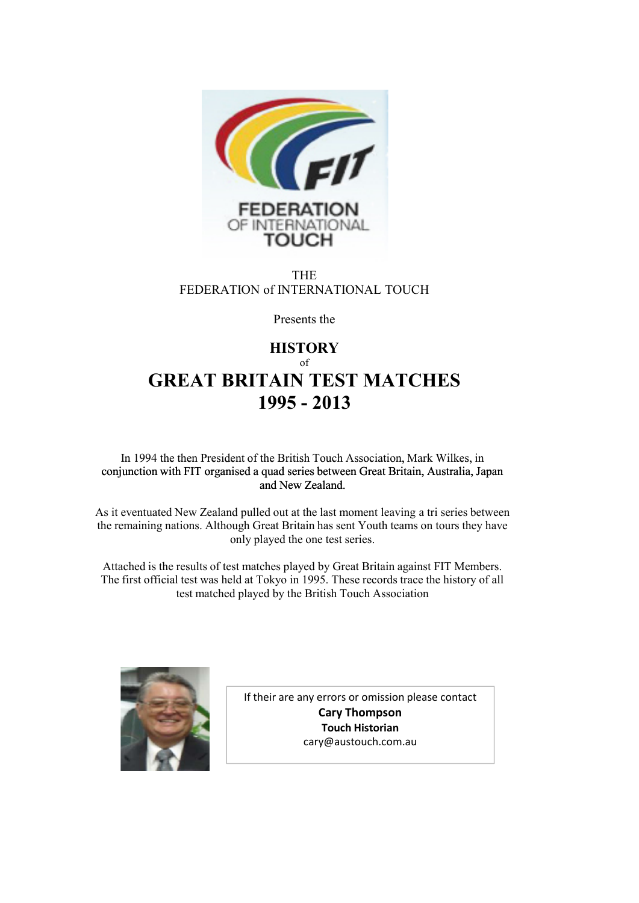THE
FEDERATION of INTERNATIONAL TOUCH

Presents the

# HISTORY
of
# GREAT BRITAIN TEST MATCHES 1995 - 2013

In 1994 the then President of the British Touch Association, Mark Wilkes, in conjunction with FIT organised a quad series between Great Britain, Australia, Japan and New Zealand.

As it eventuated New Zealand pulled out at the last moment leaving a tri series between the remaining nations. Although Great Britain has sent Youth teams on tours they have only played the one test series.

Attached is the results of test matches played by Great Britain against FIT Members. The first official test was held at Tokyo in 1995. These records trace the history of all test matched played by the British Touch Association

If their are any errors or omission please contact
**Cary Thompson**
**Touch Historian**
cary@austouch.com.au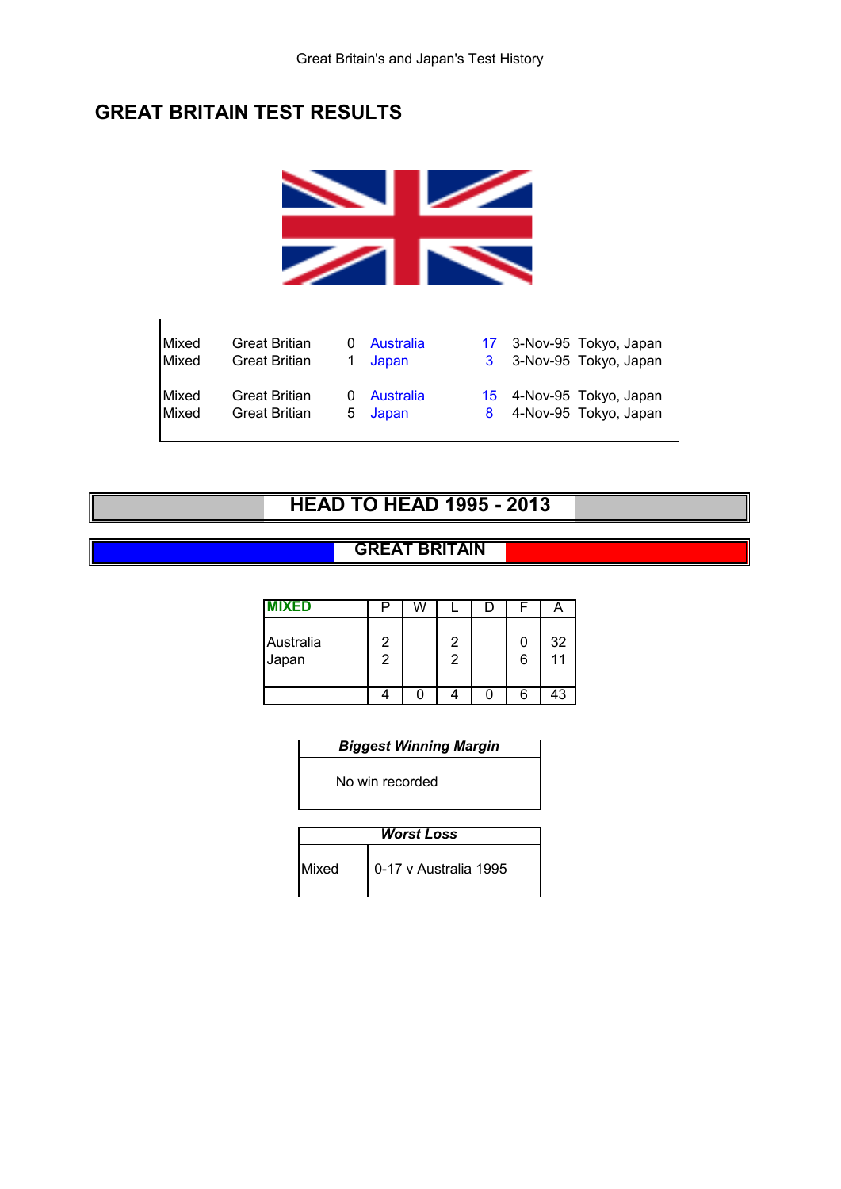# GREAT BRITAIN TEST RESULTS

| | | | | | | |
|---|---|---|---|---|---|---|
| Mixed | Great Britian | 0 | Australia | 17 | 3-Nov-95 | Tokyo, Japan |
| Mixed | Great Britian | 1 | Japan | 3 | 3-Nov-95 | Tokyo, Japan |
| Mixed | Great Britian | 0 | Australia | 15 | 4-Nov-95 | Tokyo, Japan |
| Mixed | Great Britian | 5 | Japan | 8 | 4-Nov-95 | Tokyo, Japan |

## HEAD TO HEAD 1995 - 2013

### GREAT BRITAIN

| MIXED | P | W | L | D | F | A |
|---|---|---|---|---|---|---|
| Australia | 2 | | 2 | | 0 | 32 |
| Japan | 2 | | 2 | | 6 | 11 |
| | 4 | 0 | 4 | 0 | 6 | 43 |

| ***Biggest Winning Margin*** |
|---|
| No win recorded |

| ***Worst Loss*** | |
|---|---|
| Mixed | 0-17 v Australia 1995 |